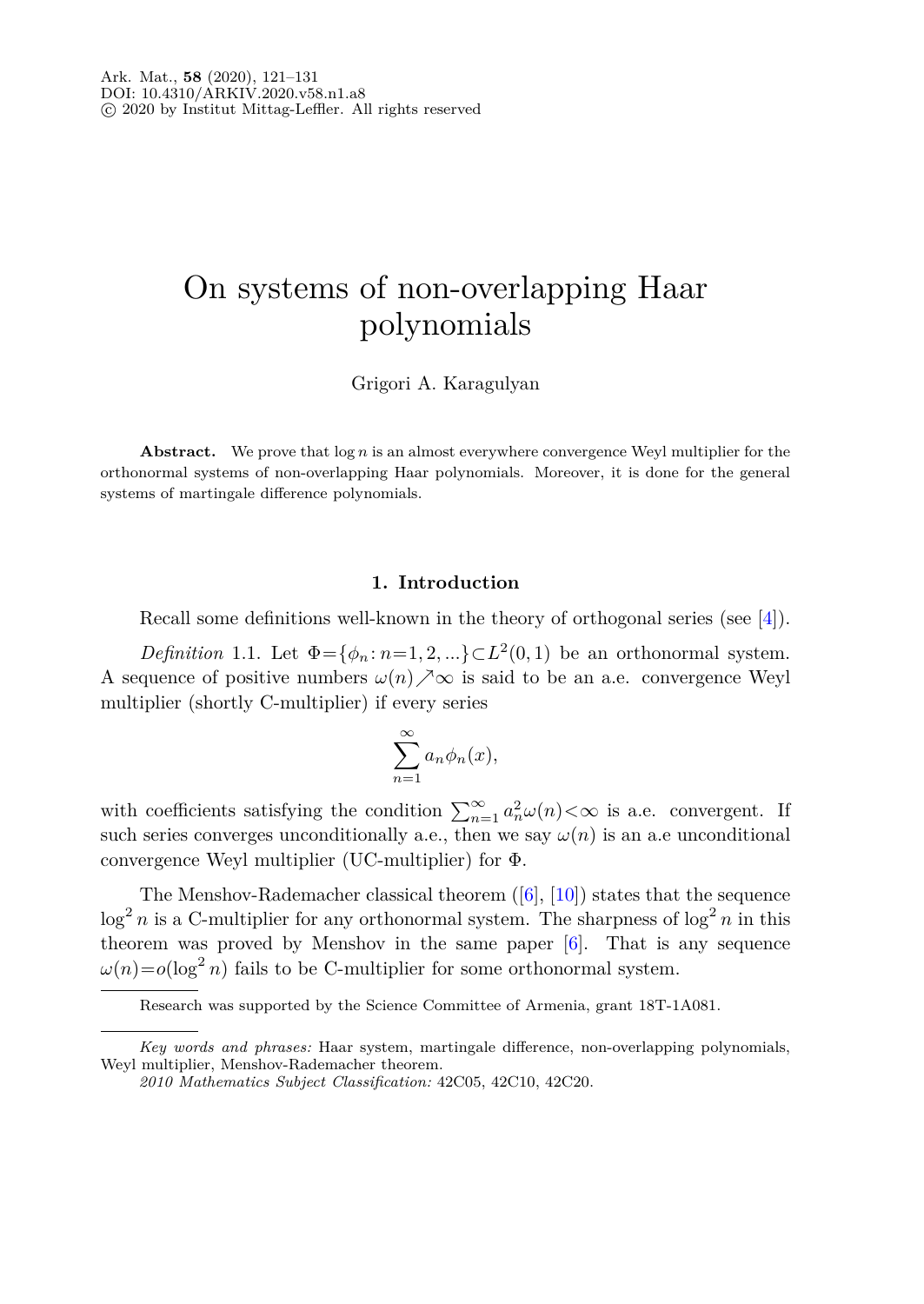Ark. Mat., **58** (2020), 121–131
DOI: 10.4310/ARKIV.2020.v58.n1.a8
© 2020 by Institut Mittag-Leffler. All rights reserved

# On systems of non-overlapping Haar polynomials

Grigori A. Karagulyan

**Abstract.** We prove that $\log n$ is an almost everywhere convergence Weyl multiplier for the orthonormal systems of non-overlapping Haar polynomials. Moreover, it is done for the general systems of martingale difference polynomials.

## 1. Introduction

Recall some definitions well-known in the theory of orthogonal series (see [4]).

*Definition* 1.1. Let $\Phi=\{\phi_n: n=1,2,...\}\subset L^2(0,1)$ be an orthonormal system. A sequence of positive numbers $\omega(n)\nearrow\infty$ is said to be an a.e. convergence Weyl multiplier (shortly C-multiplier) if every series

$$\sum_{n=1}^{\infty} a_n\phi_n(x),$$

with coefficients satisfying the condition $\sum_{n=1}^{\infty} a_n^2\omega(n)<\infty$ is a.e. convergent. If such series converges unconditionally a.e., then we say $\omega(n)$ is an a.e unconditional convergence Weyl multiplier (UC-multiplier) for $\Phi$.

The Menshov-Rademacher classical theorem ([6], [10]) states that the sequence $\log^2 n$ is a C-multiplier for any orthonormal system. The sharpness of $\log^2 n$ in this theorem was proved by Menshov in the same paper [6]. That is any sequence $\omega(n)=o(\log^2 n)$ fails to be C-multiplier for some orthonormal system.

Research was supported by the Science Committee of Armenia, grant 18T-1A081.

*Key words and phrases:* Haar system, martingale difference, non-overlapping polynomials, Weyl multiplier, Menshov-Rademacher theorem.

*2010 Mathematics Subject Classification:* 42C05, 42C10, 42C20.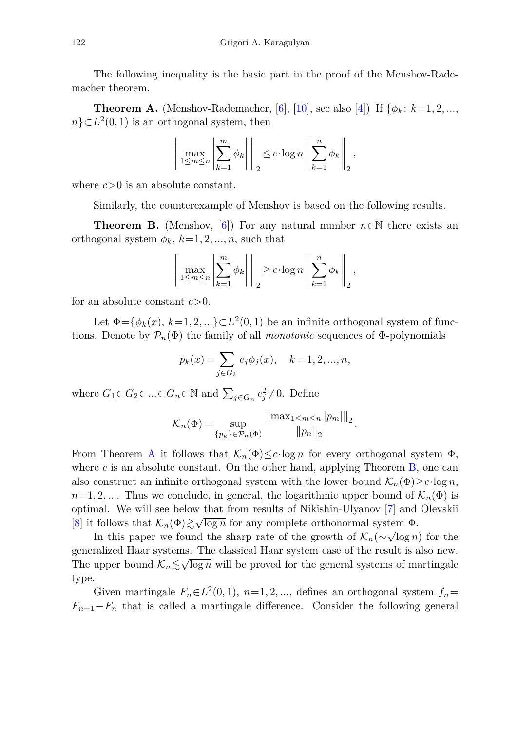The following inequality is the basic part in the proof of the Menshov-Rademacher theorem.

**Theorem A.** (Menshov-Rademacher, [6], [10], see also [4]) If $\{\phi_k\colon k=1,2,\dots,n\}\subset L^2(0,1)$ is an orthogonal system, then

$$\left\|\max_{1\le m\le n}\left|\sum_{k=1}^{m}\phi_k\right|\right\|_2\le c\cdot\log n\left\|\sum_{k=1}^{n}\phi_k\right\|_2,$$

where $c>0$ is an absolute constant.

Similarly, the counterexample of Menshov is based on the following results.

**Theorem B.** (Menshov, [6]) For any natural number $n\in\mathbb{N}$ there exists an orthogonal system $\phi_k$, $k=1,2,\dots,n$, such that

$$\left\|\max_{1\le m\le n}\left|\sum_{k=1}^{m}\phi_k\right|\right\|_2\ge c\cdot\log n\left\|\sum_{k=1}^{n}\phi_k\right\|_2,$$

for an absolute constant $c>0$.

Let $\Phi=\{\phi_k(x),\ k=1,2,\dots\}\subset L^2(0,1)$ be an infinite orthogonal system of functions. Denote by $\mathcal{P}_n(\Phi)$ the family of all *monotonic* sequences of $\Phi$-polynomials

$$p_k(x)=\sum_{j\in G_k}c_j\phi_j(x),\quad k=1,2,\dots,n,$$

where $G_1\subset G_2\subset\dots\subset G_n\subset\mathbb{N}$ and $\sum_{j\in G_n}c_j^2\neq 0$. Define

$$\mathcal{K}_n(\Phi)=\sup_{\{p_k\}\in\mathcal{P}_n(\Phi)}\frac{\|\max_{1\le m\le n}|p_m|\|_2}{\|p_n\|_2}.$$

From Theorem A it follows that $\mathcal{K}_n(\Phi)\le c\cdot\log n$ for every orthogonal system $\Phi$, where $c$ is an absolute constant. On the other hand, applying Theorem B, one can also construct an infinite orthogonal system with the lower bound $\mathcal{K}_n(\Phi)\ge c\cdot\log n$, $n=1,2,\dots$. Thus we conclude, in general, the logarithmic upper bound of $\mathcal{K}_n(\Phi)$ is optimal. We will see below that from results of Nikishin-Ulyanov [7] and Olevskii [8] it follows that $\mathcal{K}_n(\Phi)\gtrsim\sqrt{\log n}$ for any complete orthonormal system $\Phi$.

In this paper we found the sharp rate of the growth of $\mathcal{K}_n(\sim\sqrt{\log n})$ for the generalized Haar systems. The classical Haar system case of the result is also new. The upper bound $\mathcal{K}_n\lesssim\sqrt{\log n}$ will be proved for the general systems of martingale type.

Given martingale $F_n\in L^2(0,1)$, $n=1,2,\dots$, defines an orthogonal system $f_n=F_{n+1}-F_n$ that is called a martingale difference. Consider the following general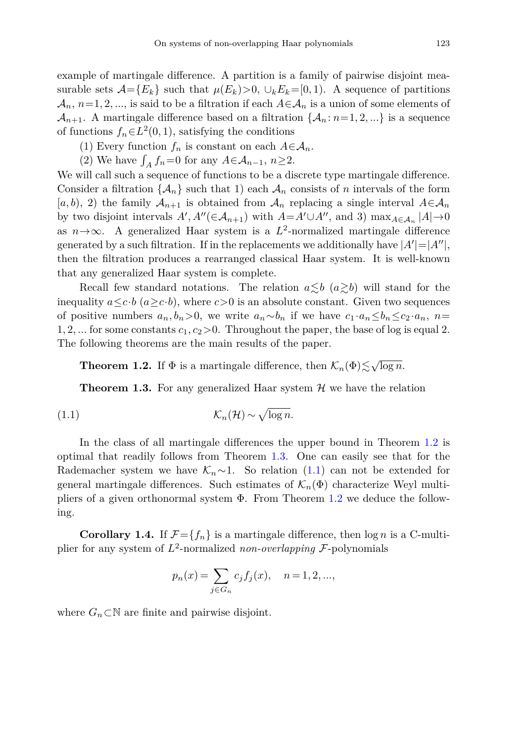example of martingale difference. A partition is a family of pairwise disjoint measurable sets $\mathcal{A}=\{E_k\}$ such that $\mu(E_k)>0$, $\cup_k E_k=[0,1)$. A sequence of partitions $\mathcal{A}_n$, $n=1,2,...$, is said to be a filtration if each $A\in\mathcal{A}_n$ is a union of some elements of $\mathcal{A}_{n+1}$. A martingale difference based on a filtration $\{\mathcal{A}_n\colon n=1,2,...\}$ is a sequence of functions $f_n\in L^2(0,1)$, satisfying the conditions

(1) Every function $f_n$ is constant on each $A\in\mathcal{A}_n$.

(2) We have $\int_A f_n=0$ for any $A\in\mathcal{A}_{n-1}$, $n\geq 2$.

We will call such a sequence of functions to be a discrete type martingale difference. Consider a filtration $\{\mathcal{A}_n\}$ such that 1) each $\mathcal{A}_n$ consists of $n$ intervals of the form $[a,b)$, 2) the family $\mathcal{A}_{n+1}$ is obtained from $\mathcal{A}_n$ replacing a single interval $A\in\mathcal{A}_n$ by two disjoint intervals $A',A''(\in\mathcal{A}_{n+1})$ with $A=A'\cup A''$, and 3) $\max_{A\in\mathcal{A}_n}|A|\to 0$ as $n\to\infty$. A generalized Haar system is a $L^2$-normalized martingale difference generated by a such filtration. If in the replacements we additionally have $|A'|=|A''|$, then the filtration produces a rearranged classical Haar system. It is well-known that any generalized Haar system is complete.

Recall few standard notations. The relation $a\lesssim b$ ($a\gtrsim b$) will stand for the inequality $a\leq c\cdot b$ ($a\geq c\cdot b$), where $c>0$ is an absolute constant. Given two sequences of positive numbers $a_n,b_n>0$, we write $a_n\sim b_n$ if we have $c_1\cdot a_n\leq b_n\leq c_2\cdot a_n$, $n=1,2,...$ for some constants $c_1,c_2>0$. Throughout the paper, the base of log is equal 2. The following theorems are the main results of the paper.

**Theorem 1.2.** If $\Phi$ is a martingale difference, then $\mathcal{K}_n(\Phi)\lesssim\sqrt{\log n}$.

**Theorem 1.3.** For any generalized Haar system $\mathcal{H}$ we have the relation

$$\mathcal{K}_n(\mathcal{H})\sim\sqrt{\log n}. \tag{1.1}$$

In the class of all martingale differences the upper bound in Theorem 1.2 is optimal that readily follows from Theorem 1.3. One can easily see that for the Rademacher system we have $\mathcal{K}_n\sim 1$. So relation (1.1) can not be extended for general martingale differences. Such estimates of $\mathcal{K}_n(\Phi)$ characterize Weyl multipliers of a given orthonormal system $\Phi$. From Theorem 1.2 we deduce the following.

**Corollary 1.4.** If $\mathcal{F}=\{f_n\}$ is a martingale difference, then $\log n$ is a C-multiplier for any system of $L^2$-normalized *non-overlapping* $\mathcal{F}$-polynomials

$$p_n(x)=\sum_{j\in G_n}c_jf_j(x),\quad n=1,2,...,$$

where $G_n\subset\mathbb{N}$ are finite and pairwise disjoint.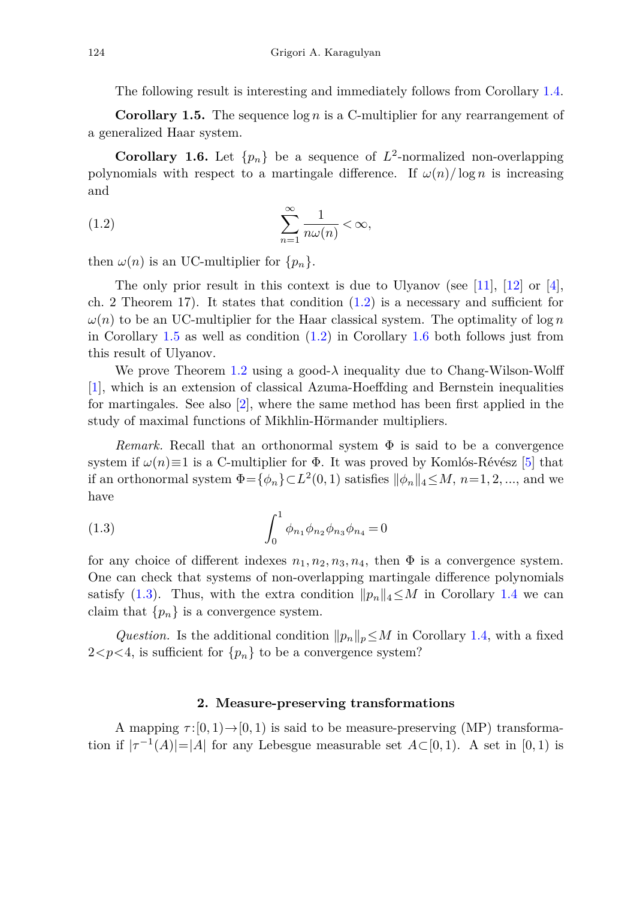The following result is interesting and immediately follows from Corollary 1.4.

**Corollary 1.5.** The sequence $\log n$ is a C-multiplier for any rearrangement of a generalized Haar system.

**Corollary 1.6.** Let $\{p_n\}$ be a sequence of $L^2$-normalized non-overlapping polynomials with respect to a martingale difference. If $\omega(n)/\log n$ is increasing and

$$\sum_{n=1}^{\infty} \frac{1}{n\omega(n)} < \infty, \tag{1.2}$$

then $\omega(n)$ is an UC-multiplier for $\{p_n\}$.

The only prior result in this context is due to Ulyanov (see [11], [12] or [4], ch. 2 Theorem 17). It states that condition (1.2) is a necessary and sufficient for $\omega(n)$ to be an UC-multiplier for the Haar classical system. The optimality of $\log n$ in Corollary 1.5 as well as condition (1.2) in Corollary 1.6 both follows just from this result of Ulyanov.

We prove Theorem 1.2 using a good-$\lambda$ inequality due to Chang-Wilson-Wolff [1], which is an extension of classical Azuma-Hoeffding and Bernstein inequalities for martingales. See also [2], where the same method has been first applied in the study of maximal functions of Mikhlin-Hörmander multipliers.

*Remark.* Recall that an orthonormal system $\Phi$ is said to be a convergence system if $\omega(n)\equiv 1$ is a C-multiplier for $\Phi$. It was proved by Komlós-Révész [5] that if an orthonormal system $\Phi=\{\phi_n\}\subset L^2(0,1)$ satisfies $\|\phi_n\|_4\le M$, $n=1,2,...$, and we have

$$\int_0^1 \phi_{n_1}\phi_{n_2}\phi_{n_3}\phi_{n_4} = 0 \tag{1.3}$$

for any choice of different indexes $n_1, n_2, n_3, n_4$, then $\Phi$ is a convergence system. One can check that systems of non-overlapping martingale difference polynomials satisfy (1.3). Thus, with the extra condition $\|p_n\|_4\le M$ in Corollary 1.4 we can claim that $\{p_n\}$ is a convergence system.

*Question.* Is the additional condition $\|p_n\|_p\le M$ in Corollary 1.4, with a fixed $2<p<4$, is sufficient for $\{p_n\}$ to be a convergence system?

## 2. Measure-preserving transformations

A mapping $\tau:[0,1)\to[0,1)$ is said to be measure-preserving (MP) transformation if $|\tau^{-1}(A)|=|A|$ for any Lebesgue measurable set $A\subset[0,1)$. A set in $[0,1)$ is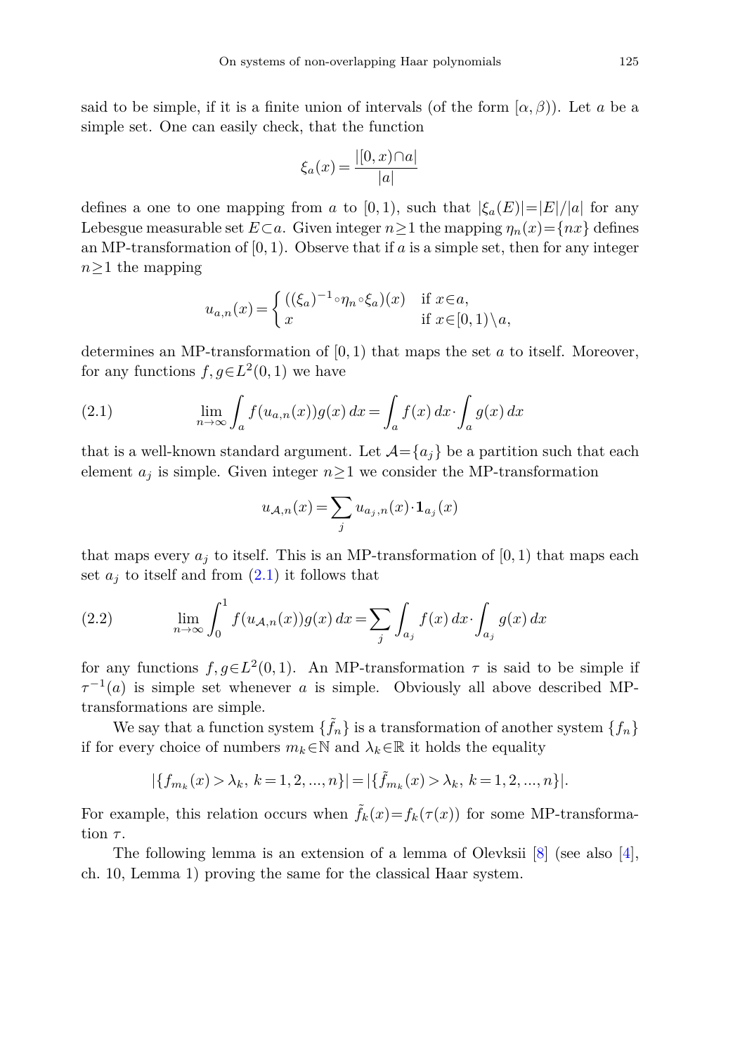said to be simple, if it is a finite union of intervals (of the form $[\alpha, \beta)$). Let $a$ be a simple set. One can easily check, that the function

$$\xi_a(x) = \frac{|[0,x)\cap a|}{|a|}$$

defines a one to one mapping from $a$ to $[0,1)$, such that $|\xi_a(E)| = |E|/|a|$ for any Lebesgue measurable set $E \subset a$. Given integer $n \geq 1$ the mapping $\eta_n(x) = \{nx\}$ defines an MP-transformation of $[0,1)$. Observe that if $a$ is a simple set, then for any integer $n \geq 1$ the mapping

$$u_{a,n}(x) = \begin{cases} ((\xi_a)^{-1} \circ \eta_n \circ \xi_a)(x) & \text{if } x \in a, \\ x & \text{if } x \in [0,1) \setminus a, \end{cases}$$

determines an MP-transformation of $[0,1)$ that maps the set $a$ to itself. Moreover, for any functions $f, g \in L^2(0,1)$ we have

$$\lim_{n\to\infty} \int_a f(u_{a,n}(x)) g(x)\, dx = \int_a f(x)\, dx \cdot \int_a g(x)\, dx \tag{2.1}$$

that is a well-known standard argument. Let $\mathcal{A} = \{a_j\}$ be a partition such that each element $a_j$ is simple. Given integer $n \geq 1$ we consider the MP-transformation

$$u_{\mathcal{A},n}(x) = \sum_j u_{a_j,n}(x) \cdot \mathbf{1}_{a_j}(x)$$

that maps every $a_j$ to itself. This is an MP-transformation of $[0,1)$ that maps each set $a_j$ to itself and from (2.1) it follows that

$$\lim_{n\to\infty} \int_0^1 f(u_{\mathcal{A},n}(x)) g(x)\, dx = \sum_j \int_{a_j} f(x)\, dx \cdot \int_{a_j} g(x)\, dx \tag{2.2}$$

for any functions $f, g \in L^2(0,1)$. An MP-transformation $\tau$ is said to be simple if $\tau^{-1}(a)$ is simple set whenever $a$ is simple. Obviously all above described MP-transformations are simple.

We say that a function system $\{\tilde{f}_n\}$ is a transformation of another system $\{f_n\}$ if for every choice of numbers $m_k \in \mathbb{N}$ and $\lambda_k \in \mathbb{R}$ it holds the equality

$$|\{f_{m_k}(x) > \lambda_k,\ k = 1, 2, \ldots, n\}| = |\{\tilde{f}_{m_k}(x) > \lambda_k,\ k = 1, 2, \ldots, n\}|.$$

For example, this relation occurs when $\tilde{f}_k(x) = f_k(\tau(x))$ for some MP-transformation $\tau$.

The following lemma is an extension of a lemma of Olevksii [8] (see also [4], ch. 10, Lemma 1) proving the same for the classical Haar system.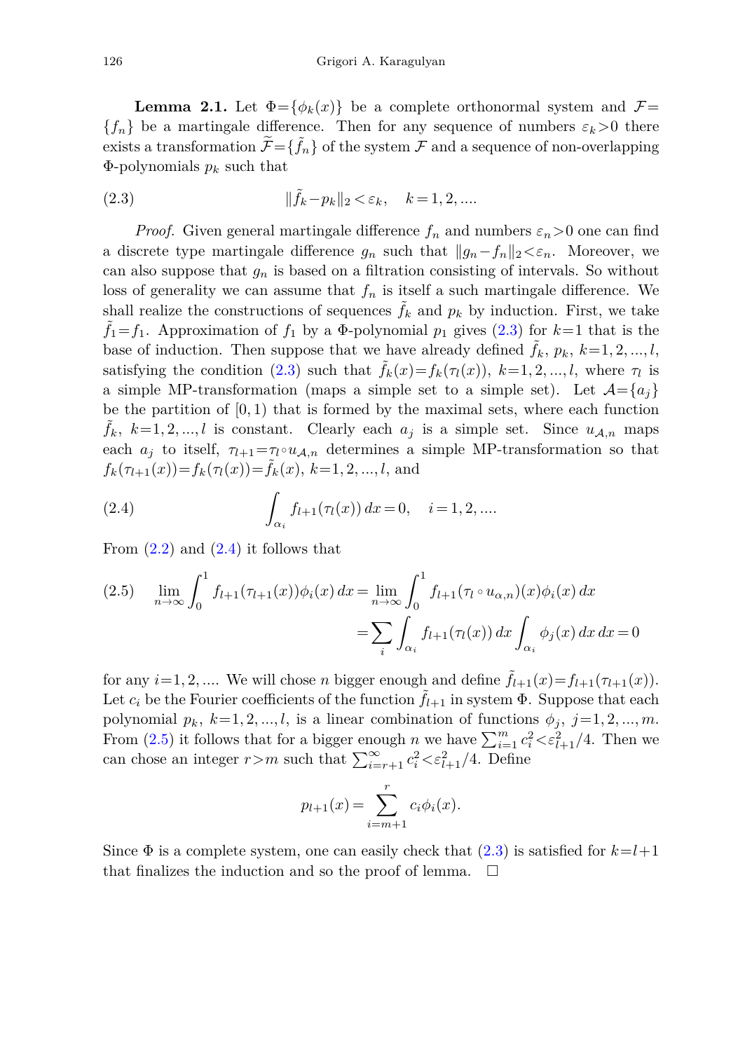**Lemma 2.1.** Let $\Phi=\{\phi_k(x)\}$ be a complete orthonormal system and $\mathcal{F}=\{f_n\}$ be a martingale difference. Then for any sequence of numbers $\varepsilon_k>0$ there exists a transformation $\widetilde{\mathcal{F}}=\{\tilde{f}_n\}$ of the system $\mathcal{F}$ and a sequence of non-overlapping $\Phi$-polynomials $p_k$ such that

$$\|\tilde{f}_k-p_k\|_2<\varepsilon_k, \quad k=1,2,.... \tag{2.3}$$

*Proof.* Given general martingale difference $f_n$ and numbers $\varepsilon_n>0$ one can find a discrete type martingale difference $g_n$ such that $\|g_n-f_n\|_2<\varepsilon_n$. Moreover, we can also suppose that $g_n$ is based on a filtration consisting of intervals. So without loss of generality we can assume that $f_n$ is itself a such martingale difference. We shall realize the constructions of sequences $\tilde{f}_k$ and $p_k$ by induction. First, we take $\tilde{f}_1=f_1$. Approximation of $f_1$ by a $\Phi$-polynomial $p_1$ gives (2.3) for $k=1$ that is the base of induction. Then suppose that we have already defined $\tilde{f}_k$, $p_k$, $k=1,2,...,l$, satisfying the condition (2.3) such that $\tilde{f}_k(x)=f_k(\tau_l(x))$, $k=1,2,...,l$, where $\tau_l$ is a simple MP-transformation (maps a simple set to a simple set). Let $\mathcal{A}=\{a_j\}$ be the partition of $[0,1)$ that is formed by the maximal sets, where each function $\tilde{f}_k$, $k=1,2,...,l$ is constant. Clearly each $a_j$ is a simple set. Since $u_{\mathcal{A},n}$ maps each $a_j$ to itself, $\tau_{l+1}=\tau_l\circ u_{\mathcal{A},n}$ determines a simple MP-transformation so that $f_k(\tau_{l+1}(x))=f_k(\tau_l(x))=\tilde{f}_k(x)$, $k=1,2,...,l$, and

$$\int_{\alpha_i} f_{l+1}(\tau_l(x))\,dx=0, \quad i=1,2,.... \tag{2.4}$$

From (2.2) and (2.4) it follows that

$$\begin{aligned}\lim_{n\to\infty}\int_0^1 f_{l+1}(\tau_{l+1}(x))\phi_i(x)\,dx &= \lim_{n\to\infty}\int_0^1 f_{l+1}(\tau_l\circ u_{\alpha,n})(x)\phi_i(x)\,dx \\ &=\sum_i \int_{\alpha_i} f_{l+1}(\tau_l(x))\,dx\int_{\alpha_i}\phi_j(x)\,dx\,dx=0\end{aligned} \tag{2.5}$$

for any $i=1,2,....$ We will chose $n$ bigger enough and define $\tilde{f}_{l+1}(x)=f_{l+1}(\tau_{l+1}(x))$. Let $c_i$ be the Fourier coefficients of the function $\tilde{f}_{l+1}$ in system $\Phi$. Suppose that each polynomial $p_k$, $k=1,2,...,l$, is a linear combination of functions $\phi_j$, $j=1,2,...,m$. From (2.5) it follows that for a bigger enough $n$ we have $\sum_{i=1}^m c_i^2<\varepsilon_{l+1}^2/4$. Then we can chose an integer $r>m$ such that $\sum_{i=r+1}^\infty c_i^2<\varepsilon_{l+1}^2/4$. Define

$$p_{l+1}(x)=\sum_{i=m+1}^{r} c_i\phi_i(x).$$

Since $\Phi$ is a complete system, one can easily check that (2.3) is satisfied for $k=l+1$ that finalizes the induction and so the proof of lemma. $\square$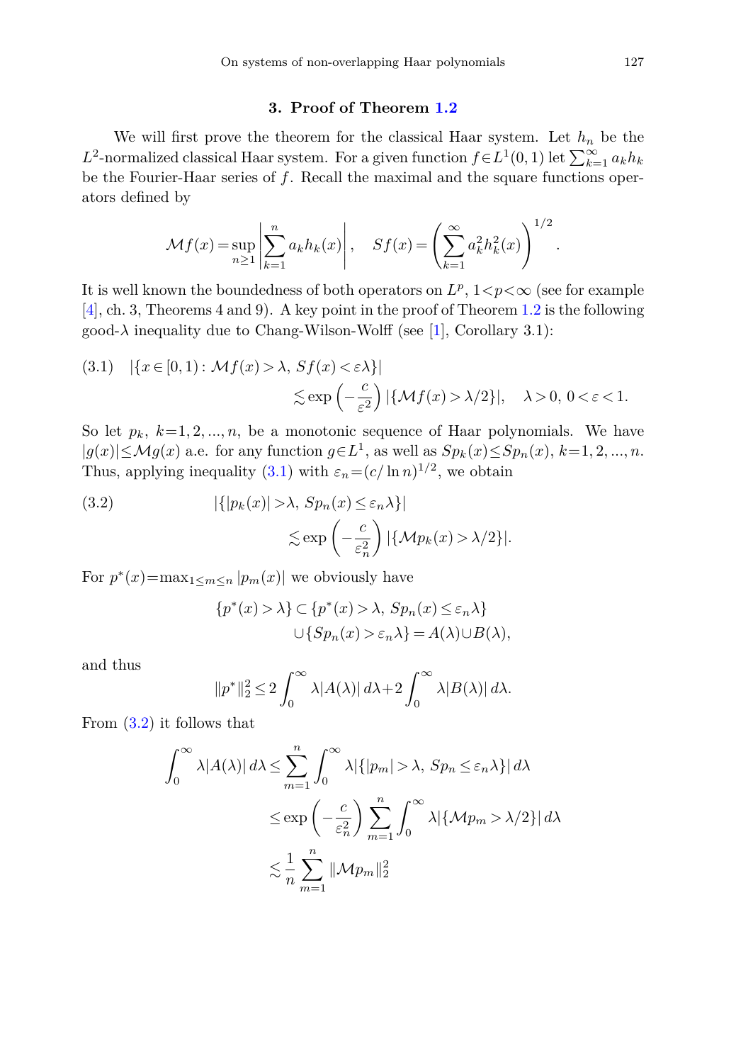## 3. Proof of Theorem 1.2

We will first prove the theorem for the classical Haar system. Let $h_n$ be the $L^2$-normalized classical Haar system. For a given function $f\in L^1(0,1)$ let $\sum_{k=1}^{\infty} a_k h_k$ be the Fourier-Haar series of $f$. Recall the maximal and the square functions operators defined by

$$\mathcal{M}f(x)=\sup_{n\geq 1}\left|\sum_{k=1}^{n} a_k h_k(x)\right|, \quad Sf(x)=\left(\sum_{k=1}^{\infty} a_k^2 h_k^2(x)\right)^{1/2}.$$

It is well known the boundedness of both operators on $L^p$, $1<p<\infty$ (see for example [4], ch. 3, Theorems 4 and 9). A key point in the proof of Theorem 1.2 is the following good-$\lambda$ inequality due to Chang-Wilson-Wolff (see [1], Corollary 3.1):

$$|\{x\in[0,1): \mathcal{M}f(x)>\lambda,\ Sf(x)<\varepsilon\lambda\}| \lesssim \exp\left(-\frac{c}{\varepsilon^2}\right)|\{\mathcal{M}f(x)>\lambda/2\}|, \quad \lambda>0,\ 0<\varepsilon<1. \tag{3.1}$$

So let $p_k$, $k=1,2,...,n$, be a monotonic sequence of Haar polynomials. We have $|g(x)|\leq \mathcal{M}g(x)$ a.e. for any function $g\in L^1$, as well as $Sp_k(x)\leq Sp_n(x)$, $k=1,2,...,n$. Thus, applying inequality (3.1) with $\varepsilon_n=(c/\ln n)^{1/2}$, we obtain

$$|\{|p_k(x)|>\lambda,\ Sp_n(x)\leq \varepsilon_n\lambda\}| \lesssim \exp\left(-\frac{c}{\varepsilon_n^2}\right)|\{\mathcal{M}p_k(x)>\lambda/2\}|. \tag{3.2}$$

For $p^*(x)=\max_{1\leq m\leq n}|p_m(x)|$ we obviously have

$$\{p^*(x)>\lambda\}\subset\{p^*(x)>\lambda,\ Sp_n(x)\leq\varepsilon_n\lambda\} \cup\{Sp_n(x)>\varepsilon_n\lambda\}=A(\lambda)\cup B(\lambda),$$

and thus

$$\|p^*\|_2^2\leq 2\int_0^\infty \lambda|A(\lambda)|\,d\lambda+2\int_0^\infty \lambda|B(\lambda)|\,d\lambda.$$

From (3.2) it follows that

$$\begin{aligned}\int_0^\infty \lambda|A(\lambda)|\,d\lambda &\leq \sum_{m=1}^{n}\int_0^\infty \lambda|\{|p_m|>\lambda,\ Sp_n\leq\varepsilon_n\lambda\}|\,d\lambda\\ &\leq \exp\left(-\frac{c}{\varepsilon_n^2}\right)\sum_{m=1}^{n}\int_0^\infty \lambda|\{\mathcal{M}p_m>\lambda/2\}|\,d\lambda\\ &\lesssim \frac{1}{n}\sum_{m=1}^{n}\|\mathcal{M}p_m\|_2^2\end{aligned}$$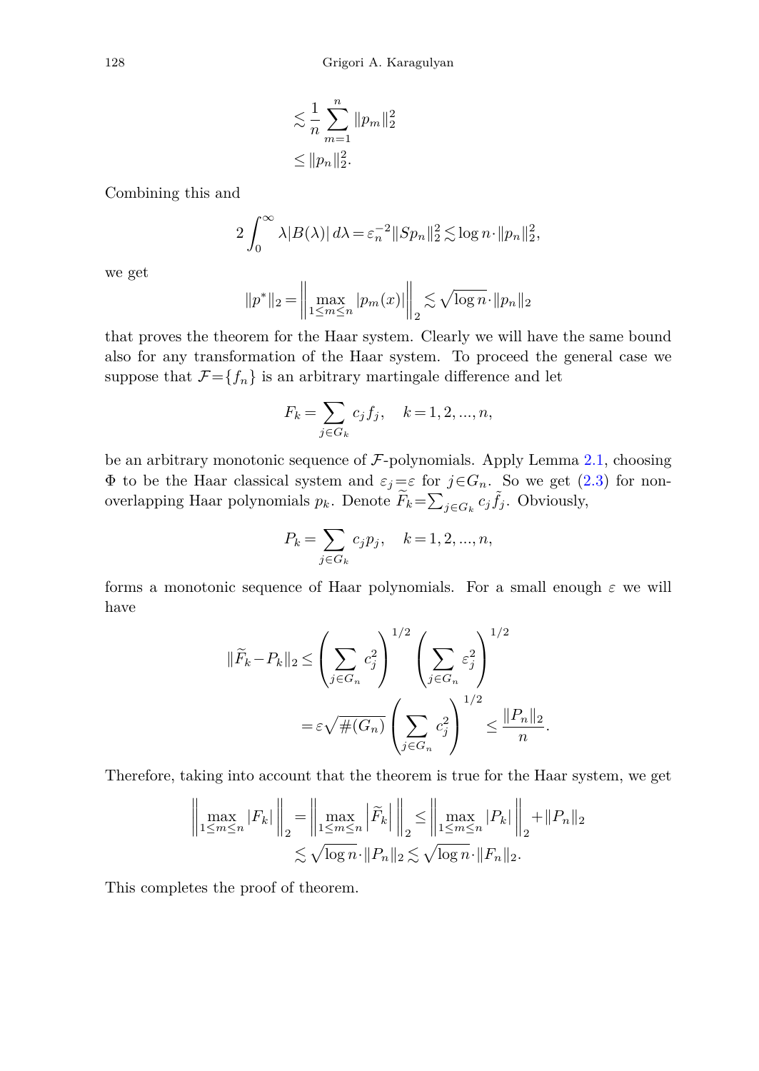$$\lesssim \frac{1}{n}\sum_{m=1}^{n}\|p_m\|_2^2$$
$$\leq \|p_n\|_2^2.$$

Combining this and

$$2\int_0^\infty \lambda|B(\lambda)|\,d\lambda = \varepsilon_n^{-2}\|Sp_n\|_2^2 \lesssim \log n\cdot\|p_n\|_2^2,$$

we get

$$\|p^*\|_2 = \left\|\max_{1\leq m\leq n}|p_m(x)|\right\|_2 \lesssim \sqrt{\log n}\cdot\|p_n\|_2$$

that proves the theorem for the Haar system. Clearly we will have the same bound also for any transformation of the Haar system. To proceed the general case we suppose that $\mathcal{F}=\{f_n\}$ is an arbitrary martingale difference and let

$$F_k = \sum_{j\in G_k} c_j f_j, \quad k=1,2,...,n,$$

be an arbitrary monotonic sequence of $\mathcal{F}$-polynomials. Apply Lemma 2.1, choosing $\Phi$ to be the Haar classical system and $\varepsilon_j=\varepsilon$ for $j\in G_n$. So we get (2.3) for non-overlapping Haar polynomials $p_k$. Denote $\widetilde{F}_k=\sum_{j\in G_k} c_j\tilde{f}_j$. Obviously,

$$P_k = \sum_{j\in G_k} c_j p_j, \quad k=1,2,...,n,$$

forms a monotonic sequence of Haar polynomials. For a small enough $\varepsilon$ we will have

$$\|\widetilde{F}_k - P_k\|_2 \leq \left(\sum_{j\in G_n} c_j^2\right)^{1/2}\left(\sum_{j\in G_n}\varepsilon_j^2\right)^{1/2}$$
$$= \varepsilon\sqrt{\#(G_n)}\left(\sum_{j\in G_n} c_j^2\right)^{1/2} \leq \frac{\|P_n\|_2}{n}.$$

Therefore, taking into account that the theorem is true for the Haar system, we get

$$\left\|\max_{1\leq m\leq n}|F_k|\right\|_2 = \left\|\max_{1\leq m\leq n}\left|\widetilde{F}_k\right|\right\|_2 \leq \left\|\max_{1\leq m\leq n}|P_k|\right\|_2 + \|P_n\|_2$$
$$\lesssim \sqrt{\log n}\cdot\|P_n\|_2 \lesssim \sqrt{\log n}\cdot\|F_n\|_2.$$

This completes the proof of theorem.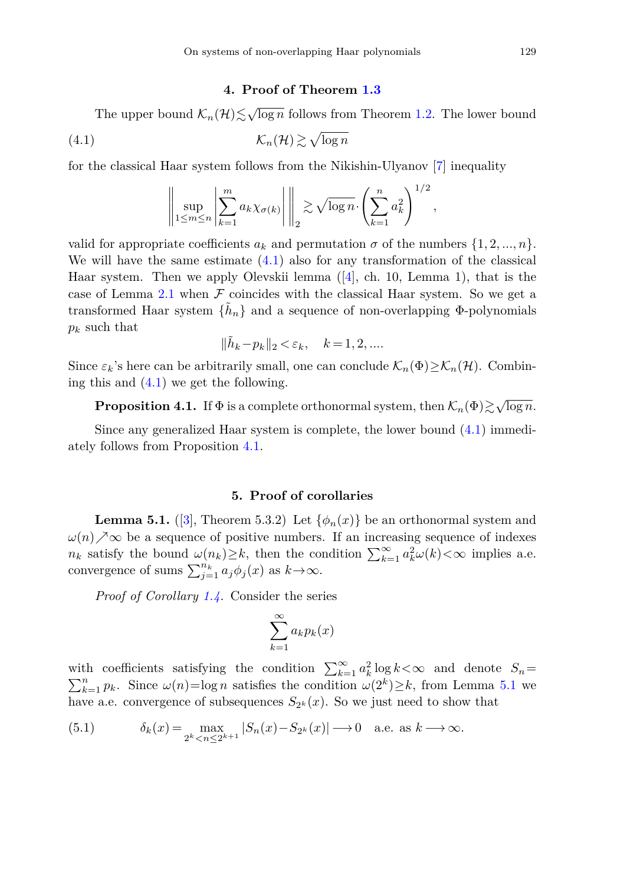## 4. Proof of Theorem 1.3

The upper bound $\mathcal{K}_n(\mathcal{H}) \lesssim \sqrt{\log n}$ follows from Theorem 1.2. The lower bound

$$\mathcal{K}_n(\mathcal{H}) \gtrsim \sqrt{\log n} \tag{4.1}$$

for the classical Haar system follows from the Nikishin-Ulyanov [7] inequality

$$\left\| \sup_{1\le m\le n} \left| \sum_{k=1}^{m} a_k \chi_{\sigma(k)} \right| \right\|_2 \gtrsim \sqrt{\log n} \cdot \left( \sum_{k=1}^{n} a_k^2 \right)^{1/2},$$

valid for appropriate coefficients $a_k$ and permutation $\sigma$ of the numbers $\{1, 2, ..., n\}$. We will have the same estimate (4.1) also for any transformation of the classical Haar system. Then we apply Olevskii lemma ([4], ch. 10, Lemma 1), that is the case of Lemma 2.1 when $\mathcal{F}$ coincides with the classical Haar system. So we get a transformed Haar system $\{\tilde{h}_n\}$ and a sequence of non-overlapping $\Phi$-polynomials $p_k$ such that

$$\|\tilde{h}_k - p_k\|_2 < \varepsilon_k, \quad k = 1, 2, ....$$

Since $\varepsilon_k$'s here can be arbitrarily small, one can conclude $\mathcal{K}_n(\Phi) \ge \mathcal{K}_n(\mathcal{H})$. Combining this and (4.1) we get the following.

**Proposition 4.1.** If $\Phi$ is a complete orthonormal system, then $\mathcal{K}_n(\Phi) \gtrsim \sqrt{\log n}$.

Since any generalized Haar system is complete, the lower bound (4.1) immediately follows from Proposition 4.1.

## 5. Proof of corollaries

**Lemma 5.1.** ([3], Theorem 5.3.2) Let $\{\phi_n(x)\}$ be an orthonormal system and $\omega(n) \nearrow \infty$ be a sequence of positive numbers. If an increasing sequence of indexes $n_k$ satisfy the bound $\omega(n_k) \ge k$, then the condition $\sum_{k=1}^{\infty} a_k^2 \omega(k) < \infty$ implies a.e. convergence of sums $\sum_{j=1}^{n_k} a_j \phi_j(x)$ as $k \to \infty$.

*Proof of Corollary 1.4.* Consider the series

$$\sum_{k=1}^{\infty} a_k p_k(x)$$

with coefficients satisfying the condition $\sum_{k=1}^{\infty} a_k^2 \log k < \infty$ and denote $S_n = \sum_{k=1}^{n} p_k$. Since $\omega(n) = \log n$ satisfies the condition $\omega(2^k) \ge k$, from Lemma 5.1 we have a.e. convergence of subsequences $S_{2^k}(x)$. So we just need to show that

$$\delta_k(x) = \max_{2^k < n \le 2^{k+1}} |S_n(x) - S_{2^k}(x)| \longrightarrow 0 \quad \text{a.e. as } k \longrightarrow \infty. \tag{5.1}$$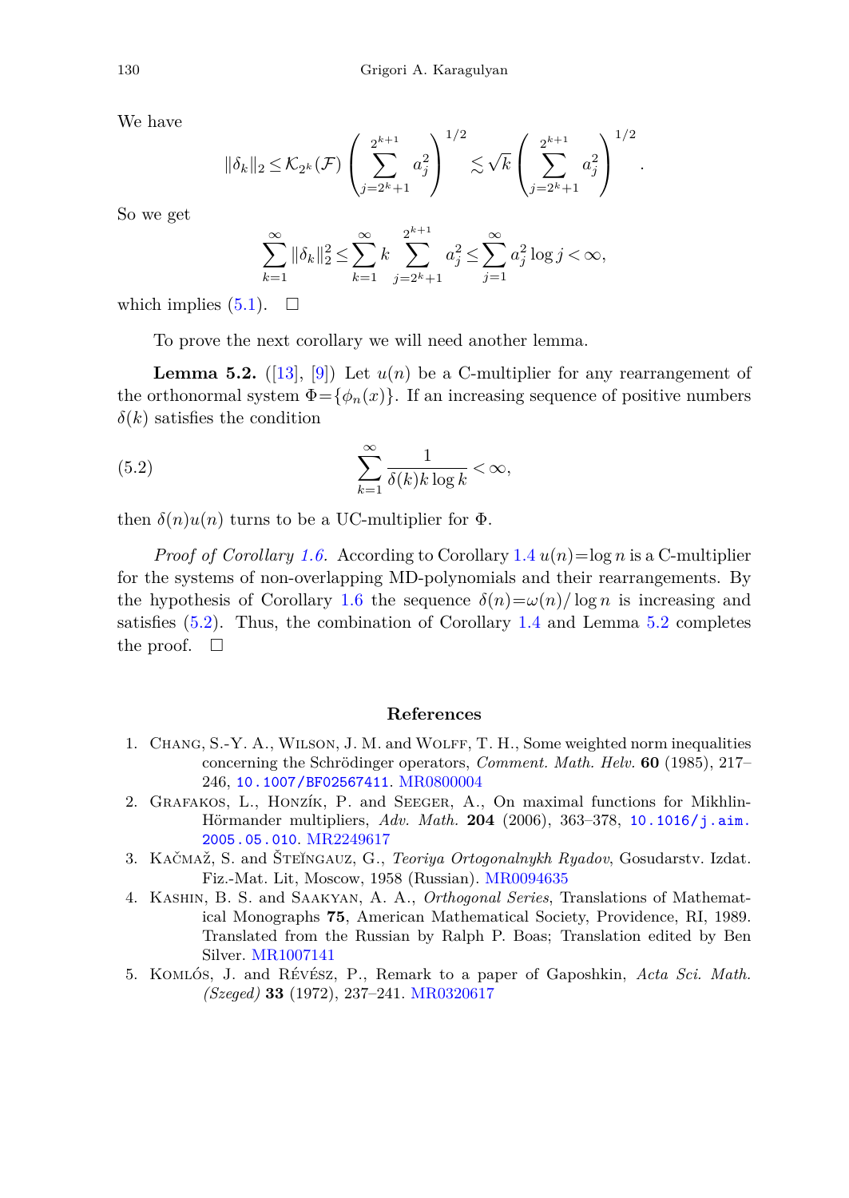We have

$$\|\delta_k\|_2 \le \mathcal{K}_{2^k}(\mathcal{F}) \left( \sum_{j=2^k+1}^{2^{k+1}} a_j^2 \right)^{1/2} \lesssim \sqrt{k} \left( \sum_{j=2^k+1}^{2^{k+1}} a_j^2 \right)^{1/2}.$$

So we get

$$\sum_{k=1}^{\infty} \|\delta_k\|_2^2 \le \sum_{k=1}^{\infty} k \sum_{j=2^k+1}^{2^{k+1}} a_j^2 \le \sum_{j=1}^{\infty} a_j^2 \log j < \infty,$$

which implies (5.1). □

To prove the next corollary we will need another lemma.

**Lemma 5.2.** ([13], [9]) *Let $u(n)$ be a C-multiplier for any rearrangement of the orthonormal system $\Phi = \{\phi_n(x)\}$. If an increasing sequence of positive numbers $\delta(k)$ satisfies the condition*

$$\sum_{k=1}^{\infty} \frac{1}{\delta(k) k \log k} < \infty, \tag{5.2}$$

*then $\delta(n)u(n)$ turns to be a UC-multiplier for $\Phi$.*

*Proof of Corollary 1.6.* According to Corollary 1.4 $u(n) = \log n$ is a C-multiplier for the systems of non-overlapping MD-polynomials and their rearrangements. By the hypothesis of Corollary 1.6 the sequence $\delta(n) = \omega(n)/\log n$ is increasing and satisfies (5.2). Thus, the combination of Corollary 1.4 and Lemma 5.2 completes the proof. □

## References

1. Chang, S.-Y. A., Wilson, J. M. and Wolff, T. H., Some weighted norm inequalities concerning the Schrödinger operators, *Comment. Math. Helv.* **60** (1985), 217–246, 10.1007/BF02567411. MR0800004
2. Grafakos, L., Honzík, P. and Seeger, A., On maximal functions for Mikhlin-Hörmander multipliers, *Adv. Math.* **204** (2006), 363–378, 10.1016/j.aim.2005.05.010. MR2249617
3. Kačmaž, S. and Šteĭngauz, G., *Teoriya Ortogonalnykh Ryadov*, Gosudarstv. Izdat. Fiz.-Mat. Lit, Moscow, 1958 (Russian). MR0094635
4. Kashin, B. S. and Saakyan, A. A., *Orthogonal Series*, Translations of Mathematical Monographs **75**, American Mathematical Society, Providence, RI, 1989. Translated from the Russian by Ralph P. Boas; Translation edited by Ben Silver. MR1007141
5. Komlós, J. and Révész, P., Remark to a paper of Gaposhkin, *Acta Sci. Math. (Szeged)* **33** (1972), 237–241. MR0320617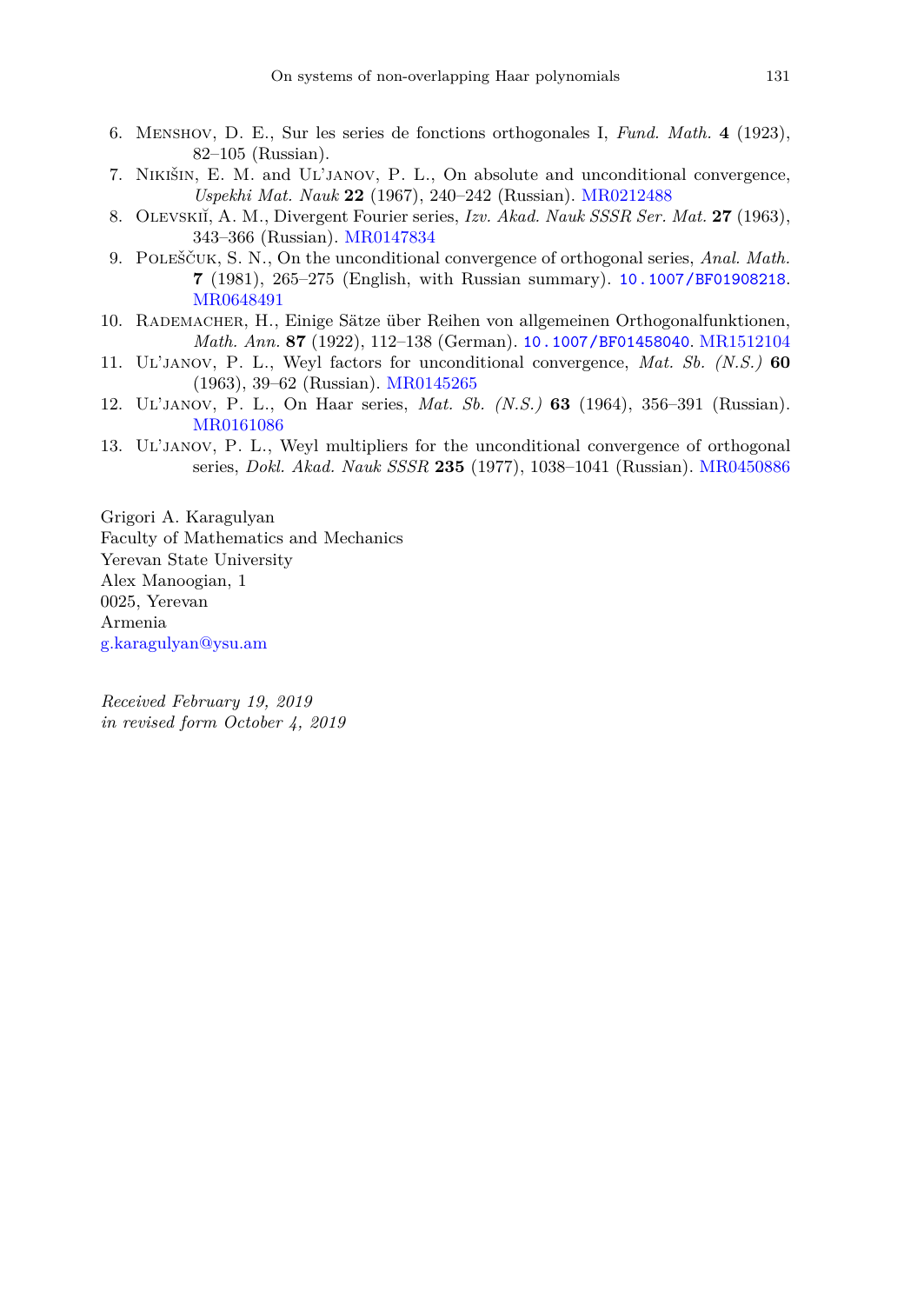6. Menshov, D. E., Sur les series de fonctions orthogonales I, *Fund. Math.* **4** (1923), 82–105 (Russian).
7. Nikišin, E. M. and Ul'janov, P. L., On absolute and unconditional convergence, *Uspekhi Mat. Nauk* **22** (1967), 240–242 (Russian). MR0212488
8. Olevskiĭ, A. M., Divergent Fourier series, *Izv. Akad. Nauk SSSR Ser. Mat.* **27** (1963), 343–366 (Russian). MR0147834
9. Poleščuk, S. N., On the unconditional convergence of orthogonal series, *Anal. Math.* **7** (1981), 265–275 (English, with Russian summary). 10.1007/BF01908218. MR0648491
10. Rademacher, H., Einige Sätze über Reihen von allgemeinen Orthogonalfunktionen, *Math. Ann.* **87** (1922), 112–138 (German). 10.1007/BF01458040. MR1512104
11. Ul'janov, P. L., Weyl factors for unconditional convergence, *Mat. Sb. (N.S.)* **60** (1963), 39–62 (Russian). MR0145265
12. Ul'janov, P. L., On Haar series, *Mat. Sb. (N.S.)* **63** (1964), 356–391 (Russian). MR0161086
13. Ul'janov, P. L., Weyl multipliers for the unconditional convergence of orthogonal series, *Dokl. Akad. Nauk SSSR* **235** (1977), 1038–1041 (Russian). MR0450886

Grigori A. Karagulyan
Faculty of Mathematics and Mechanics
Yerevan State University
Alex Manoogian, 1
0025, Yerevan
Armenia
g.karagulyan@ysu.am

*Received February 19, 2019*
*in revised form October 4, 2019*